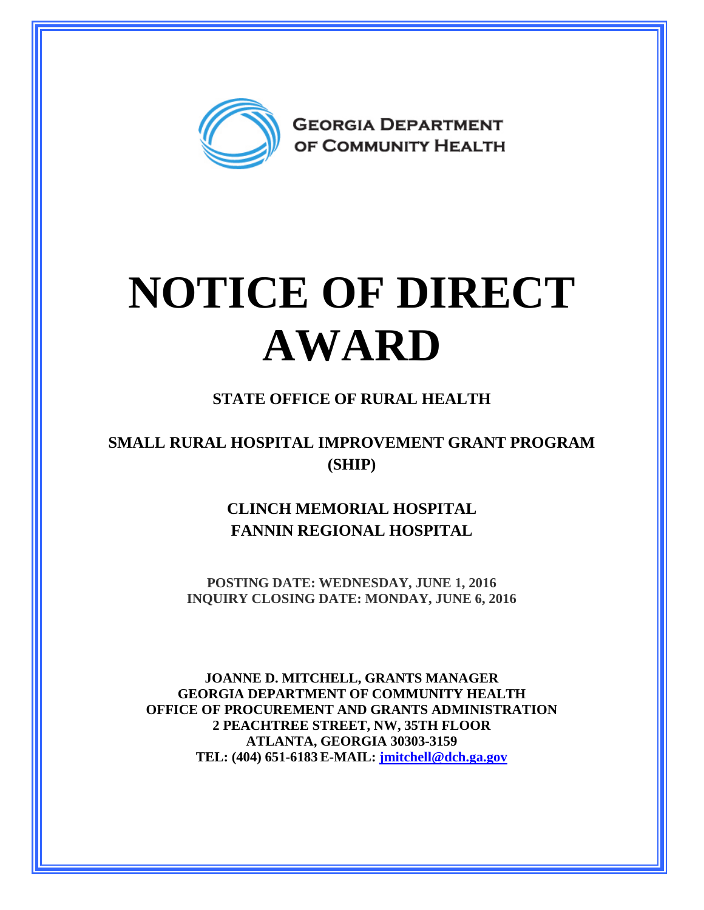GEORGIA DEPARTMENT OF COMMUNITY HEALTH

# NOTICE OF DIRECT AWARD

## STATE OFFICE OF RURAL HEALTH

## SMALL RURAL HOSPITAL IMPROVEMENT GRANT PROGRAM (SHIP)

### CLINCH MEMORIAL HOSPITAL
### FANNIN REGIONAL HOSPITAL

**POSTING DATE: WEDNESDAY, JUNE 1, 2016**
**INQUIRY CLOSING DATE: MONDAY, JUNE 6, 2016**

**JOANNE D. MITCHELL, GRANTS MANAGER**
**GEORGIA DEPARTMENT OF COMMUNITY HEALTH**
**OFFICE OF PROCUREMENT AND GRANTS ADMINISTRATION**
**2 PEACHTREE STREET, NW, 35TH FLOOR**
**ATLANTA, GEORGIA 30303-3159**
**TEL: (404) 651-6183 E-MAIL: jmitchell@dch.ga.gov**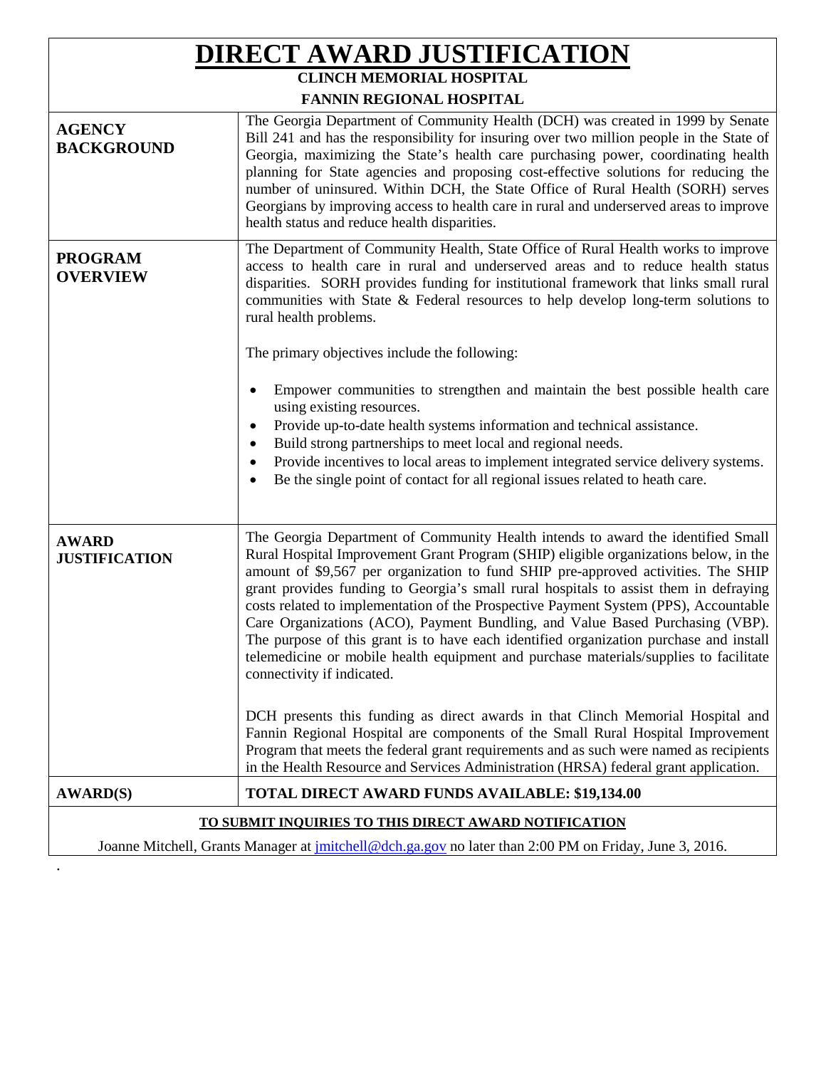# DIRECT AWARD JUSTIFICATION

**CLINCH MEMORIAL HOSPITAL**

**FANNIN REGIONAL HOSPITAL**

| | |
|---|---|
| **AGENCY BACKGROUND** | The Georgia Department of Community Health (DCH) was created in 1999 by Senate Bill 241 and has the responsibility for insuring over two million people in the State of Georgia, maximizing the State's health care purchasing power, coordinating health planning for State agencies and proposing cost-effective solutions for reducing the number of uninsured. Within DCH, the State Office of Rural Health (SORH) serves Georgians by improving access to health care in rural and underserved areas to improve health status and reduce health disparities. |
| **PROGRAM OVERVIEW** | The Department of Community Health, State Office of Rural Health works to improve access to health care in rural and underserved areas and to reduce health status disparities. SORH provides funding for institutional framework that links small rural communities with State & Federal resources to help develop long-term solutions to rural health problems.<br><br>The primary objectives include the following:<br><br>• Empower communities to strengthen and maintain the best possible health care using existing resources.<br>• Provide up-to-date health systems information and technical assistance.<br>• Build strong partnerships to meet local and regional needs.<br>• Provide incentives to local areas to implement integrated service delivery systems.<br>• Be the single point of contact for all regional issues related to heath care. |
| **AWARD JUSTIFICATION** | The Georgia Department of Community Health intends to award the identified Small Rural Hospital Improvement Grant Program (SHIP) eligible organizations below, in the amount of $9,567 per organization to fund SHIP pre-approved activities. The SHIP grant provides funding to Georgia's small rural hospitals to assist them in defraying costs related to implementation of the Prospective Payment System (PPS), Accountable Care Organizations (ACO), Payment Bundling, and Value Based Purchasing (VBP). The purpose of this grant is to have each identified organization purchase and install telemedicine or mobile health equipment and purchase materials/supplies to facilitate connectivity if indicated.<br><br>DCH presents this funding as direct awards in that Clinch Memorial Hospital and Fannin Regional Hospital are components of the Small Rural Hospital Improvement Program that meets the federal grant requirements and as such were named as recipients in the Health Resource and Services Administration (HRSA) federal grant application. |
| **AWARD(S)** | **TOTAL DIRECT AWARD FUNDS AVAILABLE: $19,134.00** |

**TO SUBMIT INQUIRIES TO THIS DIRECT AWARD NOTIFICATION**

Joanne Mitchell, Grants Manager at jmitchell@dch.ga.gov no later than 2:00 PM on Friday, June 3, 2016.